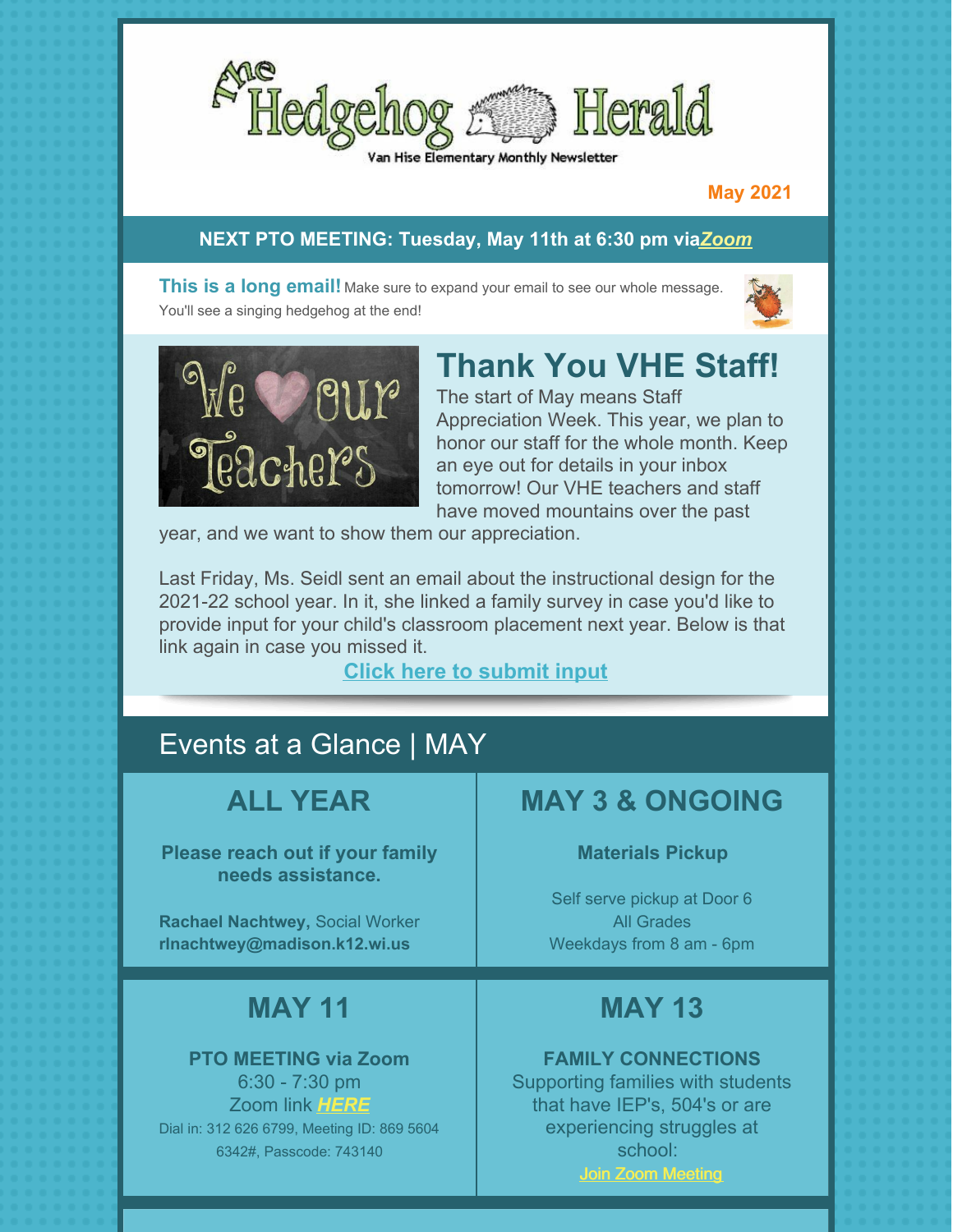# The Hedgehog Herald

Van Hise Elementary Monthly Newsletter

**May 2021**

**NEXT PTO MEETING: Tuesday, May 11th at 6:30 pm via *Zoom***

**This is a long email!** Make sure to expand your email to see our whole message. You'll see a singing hedgehog at the end!

## Thank You VHE Staff!

The start of May means Staff Appreciation Week. This year, we plan to honor our staff for the whole month. Keep an eye out for details in your inbox tomorrow! Our VHE teachers and staff have moved mountains over the past year, and we want to show them our appreciation.

Last Friday, Ms. Seidl sent an email about the instructional design for the 2021-22 school year. In it, she linked a family survey in case you'd like to provide input for your child's classroom placement next year. Below is that link again in case you missed it.

**Click here to submit input**

## Events at a Glance | MAY

### ALL YEAR

**Please reach out if your family needs assistance.**

**Rachael Nachtwey,** Social Worker
**rlnachtwey@madison.k12.wi.us**

### MAY 3 & ONGOING

**Materials Pickup**

Self serve pickup at Door 6
All Grades
Weekdays from 8 am - 6pm

### MAY 11

**PTO MEETING via Zoom**
6:30 - 7:30 pm
Zoom link ***HERE***
Dial in: 312 626 6799, Meeting ID: 869 5604 6342#, Passcode: 743140

### MAY 13

**FAMILY CONNECTIONS**
Supporting families with students that have IEP's, 504's or are experiencing struggles at school:
Join Zoom Meeting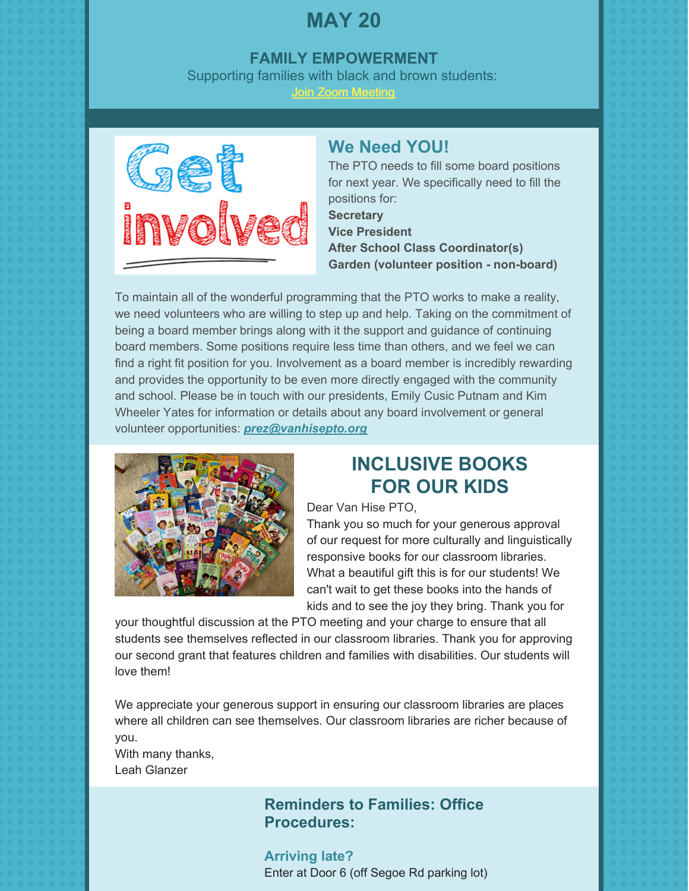# MAY 20

### FAMILY EMPOWERMENT

Supporting families with black and brown students:

Join Zoom Meeting

## We Need YOU!

The PTO needs to fill some board positions for next year. We specifically need to fill the positions for:

**Secretary**
**Vice President**
**After School Class Coordinator(s)**
**Garden (volunteer position - non-board)**

To maintain all of the wonderful programming that the PTO works to make a reality, we need volunteers who are willing to step up and help. Taking on the commitment of being a board member brings along with it the support and guidance of continuing board members. Some positions require less time than others, and we feel we can find a right fit position for you. Involvement as a board member is incredibly rewarding and provides the opportunity to be even more directly engaged with the community and school. Please be in touch with our presidents, Emily Cusic Putnam and Kim Wheeler Yates for information or details about any board involvement or general volunteer opportunities: ***prez@vanhisepto.org***

## INCLUSIVE BOOKS FOR OUR KIDS

Dear Van Hise PTO,
Thank you so much for your generous approval of our request for more culturally and linguistically responsive books for our classroom libraries. What a beautiful gift this is for our students! We can't wait to get these books into the hands of kids and to see the joy they bring. Thank you for your thoughtful discussion at the PTO meeting and your charge to ensure that all students see themselves reflected in our classroom libraries. Thank you for approving our second grant that features children and families with disabilities. Our students will love them!

We appreciate your generous support in ensuring our classroom libraries are places where all children can see themselves. Our classroom libraries are richer because of you.
With many thanks,
Leah Glanzer

## Reminders to Families: Office Procedures:

### Arriving late?

Enter at Door 6 (off Segoe Rd parking lot)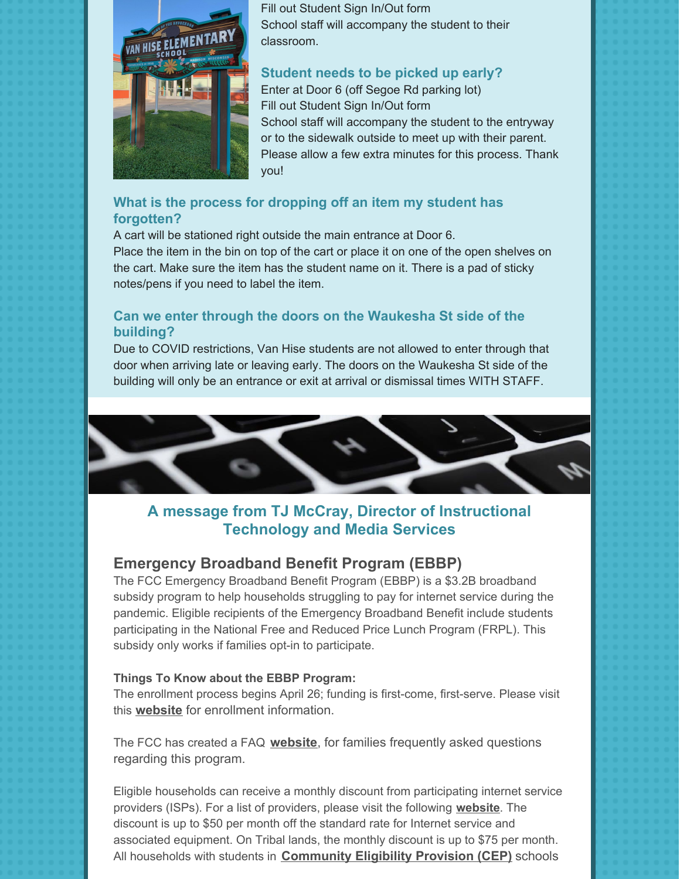Fill out Student Sign In/Out form
School staff will accompany the student to their classroom.

### Student needs to be picked up early?

Enter at Door 6 (off Segoe Rd parking lot)
Fill out Student Sign In/Out form
School staff will accompany the student to the entryway or to the sidewalk outside to meet up with their parent. Please allow a few extra minutes for this process. Thank you!

### What is the process for dropping off an item my student has forgotten?

A cart will be stationed right outside the main entrance at Door 6.
Place the item in the bin on top of the cart or place it on one of the open shelves on the cart. Make sure the item has the student name on it. There is a pad of sticky notes/pens if you need to label the item.

### Can we enter through the doors on the Waukesha St side of the building?

Due to COVID restrictions, Van Hise students are not allowed to enter through that door when arriving late or leaving early. The doors on the Waukesha St side of the building will only be an entrance or exit at arrival or dismissal times WITH STAFF.

## A message from TJ McCray, Director of Instructional Technology and Media Services

### Emergency Broadband Benefit Program (EBBP)

The FCC Emergency Broadband Benefit Program (EBBP) is a $3.2B broadband subsidy program to help households struggling to pay for internet service during the pandemic. Eligible recipients of the Emergency Broadband Benefit include students participating in the National Free and Reduced Price Lunch Program (FRPL). This subsidy only works if families opt-in to participate.

**Things To Know about the EBBP Program:**

The enrollment process begins April 26; funding is first-come, first-serve. Please visit this **website** for enrollment information.

The FCC has created a FAQ **website**, for families frequently asked questions regarding this program.

Eligible households can receive a monthly discount from participating internet service providers (ISPs). For a list of providers, please visit the following **website**. The discount is up to $50 per month off the standard rate for Internet service and associated equipment. On Tribal lands, the monthly discount is up to $75 per month. All households with students in **Community Eligibility Provision (CEP)** schools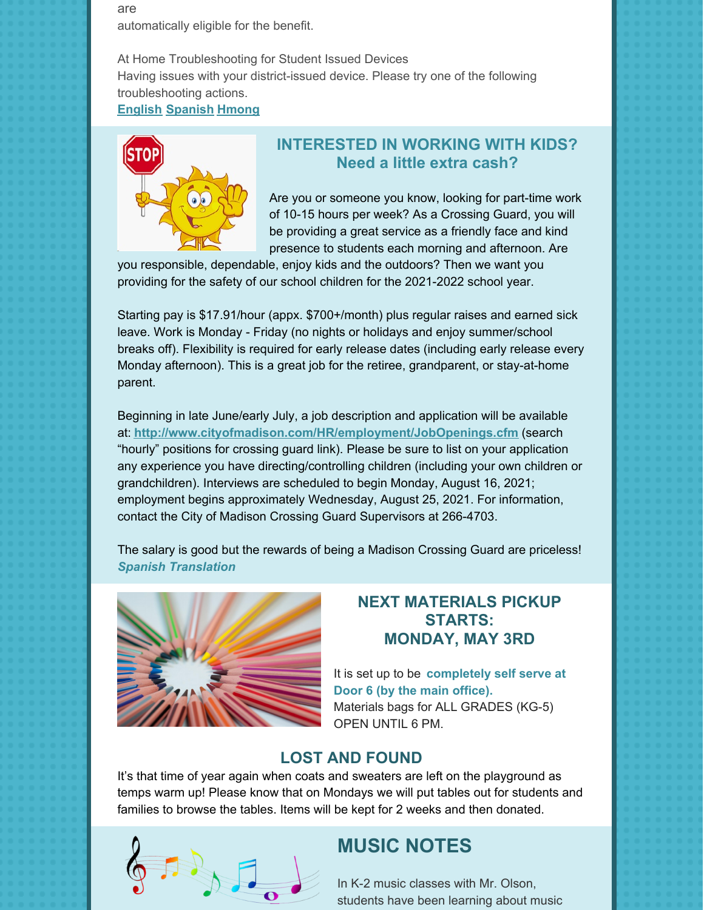are
automatically eligible for the benefit.

At Home Troubleshooting for Student Issued Devices
Having issues with your district-issued device. Please try one of the following troubleshooting actions.
**English** **Spanish** **Hmong**

## INTERESTED IN WORKING WITH KIDS? Need a little extra cash?

Are you or someone you know, looking for part-time work of 10-15 hours per week? As a Crossing Guard, you will be providing a great service as a friendly face and kind presence to students each morning and afternoon. Are you responsible, dependable, enjoy kids and the outdoors? Then we want you providing for the safety of our school children for the 2021-2022 school year.

Starting pay is $17.91/hour (appx. $700+/month) plus regular raises and earned sick leave. Work is Monday - Friday (no nights or holidays and enjoy summer/school breaks off). Flexibility is required for early release dates (including early release every Monday afternoon). This is a great job for the retiree, grandparent, or stay-at-home parent.

Beginning in late June/early July, a job description and application will be available at: **http://www.cityofmadison.com/HR/employment/JobOpenings.cfm** (search "hourly" positions for crossing guard link). Please be sure to list on your application any experience you have directing/controlling children (including your own children or grandchildren). Interviews are scheduled to begin Monday, August 16, 2021; employment begins approximately Wednesday, August 25, 2021. For information, contact the City of Madison Crossing Guard Supervisors at 266-4703.

The salary is good but the rewards of being a Madison Crossing Guard are priceless!
***Spanish Translation***

## NEXT MATERIALS PICKUP STARTS: MONDAY, MAY 3RD

It is set up to be **completely self serve at Door 6 (by the main office).**
Materials bags for ALL GRADES (KG-5) OPEN UNTIL 6 PM.

## LOST AND FOUND

It's that time of year again when coats and sweaters are left on the playground as temps warm up! Please know that on Mondays we will put tables out for students and families to browse the tables. Items will be kept for 2 weeks and then donated.

## MUSIC NOTES

In K-2 music classes with Mr. Olson, students have been learning about music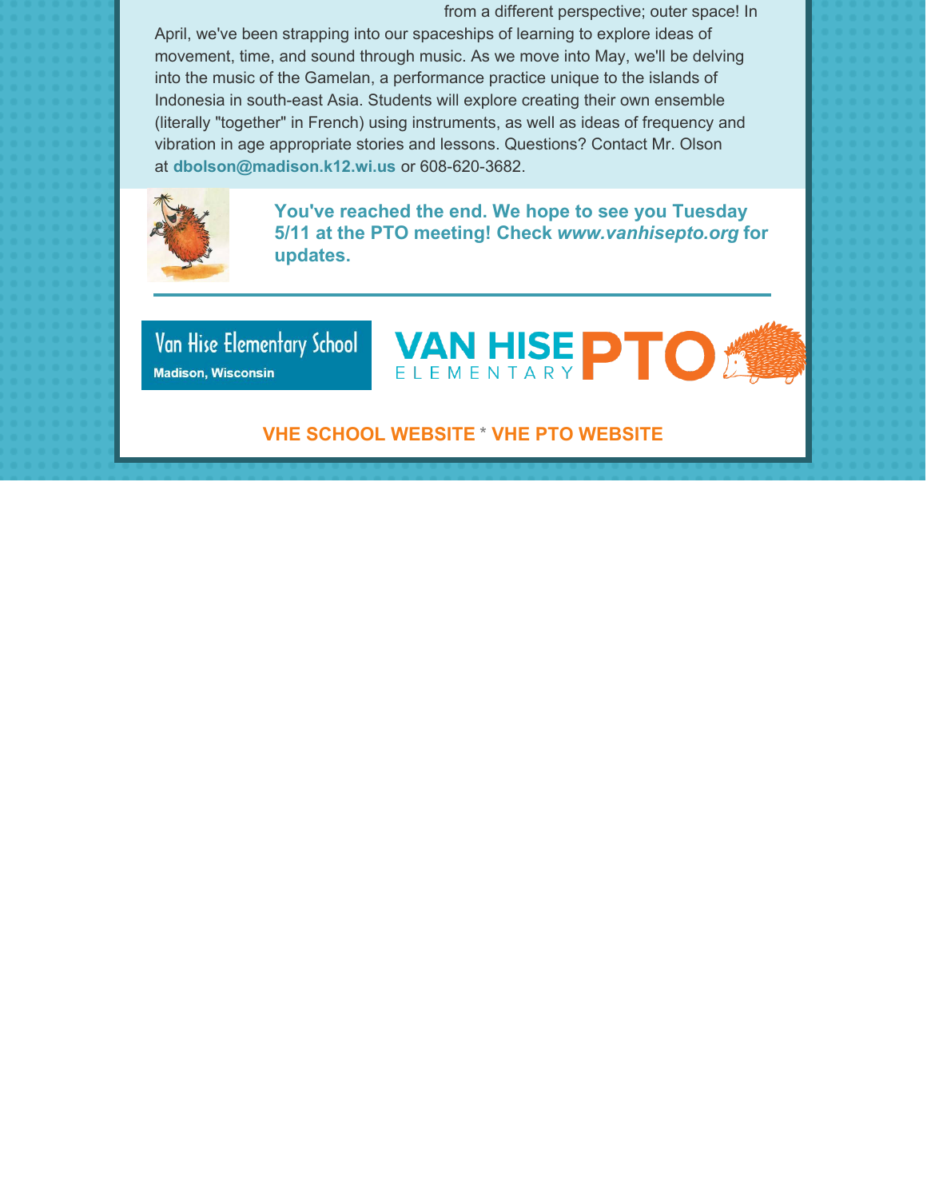from a different perspective; outer space! In April, we've been strapping into our spaceships of learning to explore ideas of movement, time, and sound through music. As we move into May, we'll be delving into the music of the Gamelan, a performance practice unique to the islands of Indonesia in south-east Asia. Students will explore creating their own ensemble (literally "together" in French) using instruments, as well as ideas of frequency and vibration in age appropriate stories and lessons. Questions? Contact Mr. Olson at **dbolson@madison.k12.wi.us** or 608-620-3682.

**You've reached the end. We hope to see you Tuesday 5/11 at the PTO meeting! Check *www.vanhisepto.org* for updates.**

---

Van Hise Elementary School

**Madison, Wisconsin**

VAN HISE ELEMENTARY PTO

**VHE SCHOOL WEBSITE** * **VHE PTO WEBSITE**